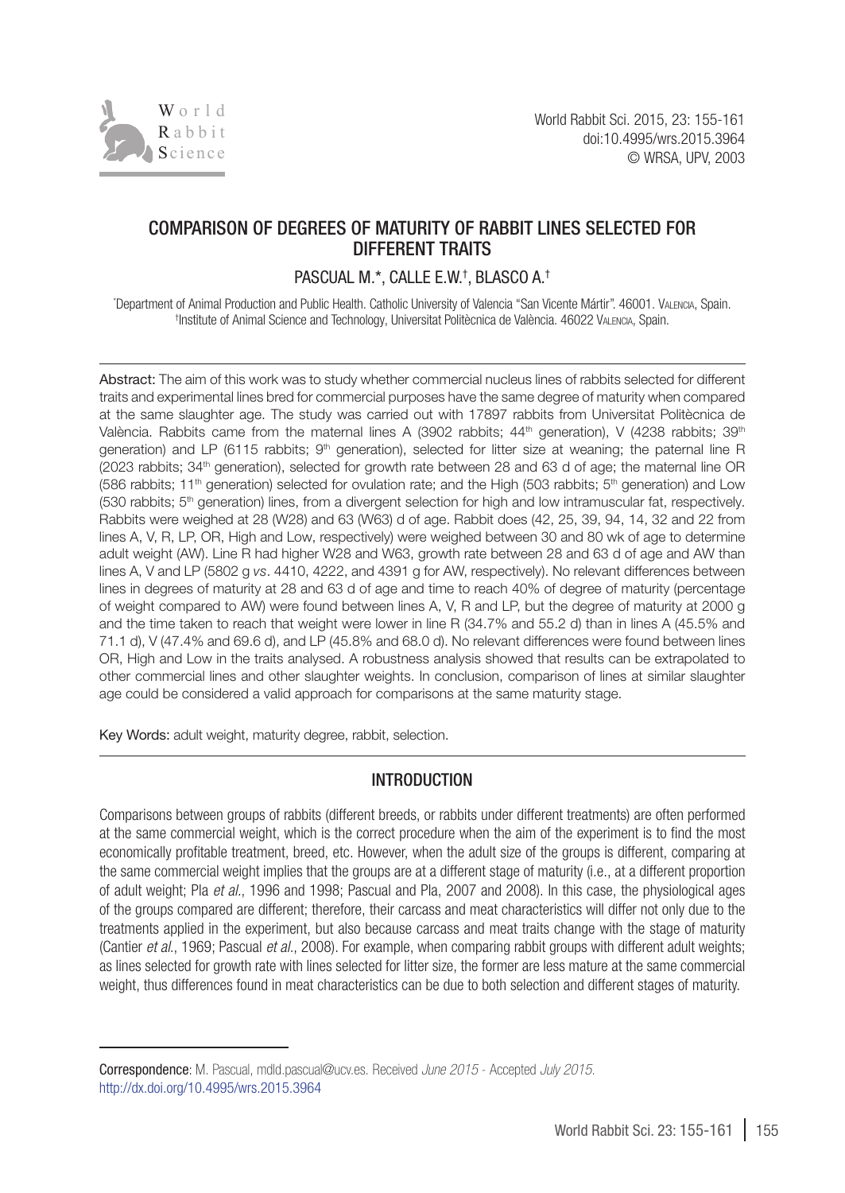# COMPARISON OF DEGREES OF MATURITY OF RABBIT LINES SELECTED FOR DIFFERENT TRAITS

PASCUAL M.*, CALLE E.W.†, BLASCO A.†

*Department of Animal Production and Public Health. Catholic University of Valencia "San Vicente Mártir". 46001. Valencia, Spain.
†Institute of Animal Science and Technology, Universitat Politècnica de València. 46022 Valencia, Spain.

---

Abstract: The aim of this work was to study whether commercial nucleus lines of rabbits selected for different traits and experimental lines bred for commercial purposes have the same degree of maturity when compared at the same slaughter age. The study was carried out with 17897 rabbits from Universitat Politècnica de València. Rabbits came from the maternal lines A (3902 rabbits; 44th generation), V (4238 rabbits; 39th generation) and LP (6115 rabbits; 9th generation), selected for litter size at weaning; the paternal line R (2023 rabbits; 34th generation), selected for growth rate between 28 and 63 d of age; the maternal line OR (586 rabbits; 11th generation) selected for ovulation rate; and the High (503 rabbits; 5th generation) and Low (530 rabbits; 5th generation) lines, from a divergent selection for high and low intramuscular fat, respectively. Rabbits were weighed at 28 (W28) and 63 (W63) d of age. Rabbit does (42, 25, 39, 94, 14, 32 and 22 from lines A, V, R, LP, OR, High and Low, respectively) were weighed between 30 and 80 wk of age to determine adult weight (AW). Line R had higher W28 and W63, growth rate between 28 and 63 d of age and AW than lines A, V and LP (5802 g *vs*. 4410, 4222, and 4391 g for AW, respectively). No relevant differences between lines in degrees of maturity at 28 and 63 d of age and time to reach 40% of degree of maturity (percentage of weight compared to AW) were found between lines A, V, R and LP, but the degree of maturity at 2000 g and the time taken to reach that weight were lower in line R (34.7% and 55.2 d) than in lines A (45.5% and 71.1 d), V (47.4% and 69.6 d), and LP (45.8% and 68.0 d). No relevant differences were found between lines OR, High and Low in the traits analysed. A robustness analysis showed that results can be extrapolated to other commercial lines and other slaughter weights. In conclusion, comparison of lines at similar slaughter age could be considered a valid approach for comparisons at the same maturity stage.

Key Words: adult weight, maturity degree, rabbit, selection.

---

## INTRODUCTION

Comparisons between groups of rabbits (different breeds, or rabbits under different treatments) are often performed at the same commercial weight, which is the correct procedure when the aim of the experiment is to find the most economically profitable treatment, breed, etc. However, when the adult size of the groups is different, comparing at the same commercial weight implies that the groups are at a different stage of maturity (i.e., at a different proportion of adult weight; Pla *et al.*, 1996 and 1998; Pascual and Pla, 2007 and 2008). In this case, the physiological ages of the groups compared are different; therefore, their carcass and meat characteristics will differ not only due to the treatments applied in the experiment, but also because carcass and meat traits change with the stage of maturity (Cantier *et al.*, 1969; Pascual *et al.*, 2008). For example, when comparing rabbit groups with different adult weights; as lines selected for growth rate with lines selected for litter size, the former are less mature at the same commercial weight, thus differences found in meat characteristics can be due to both selection and different stages of maturity.

---

Correspondence: M. Pascual, mdld.pascual@ucv.es. Received *June 2015* - Accepted *July 2015*.
http://dx.doi.org/10.4995/wrs.2015.3964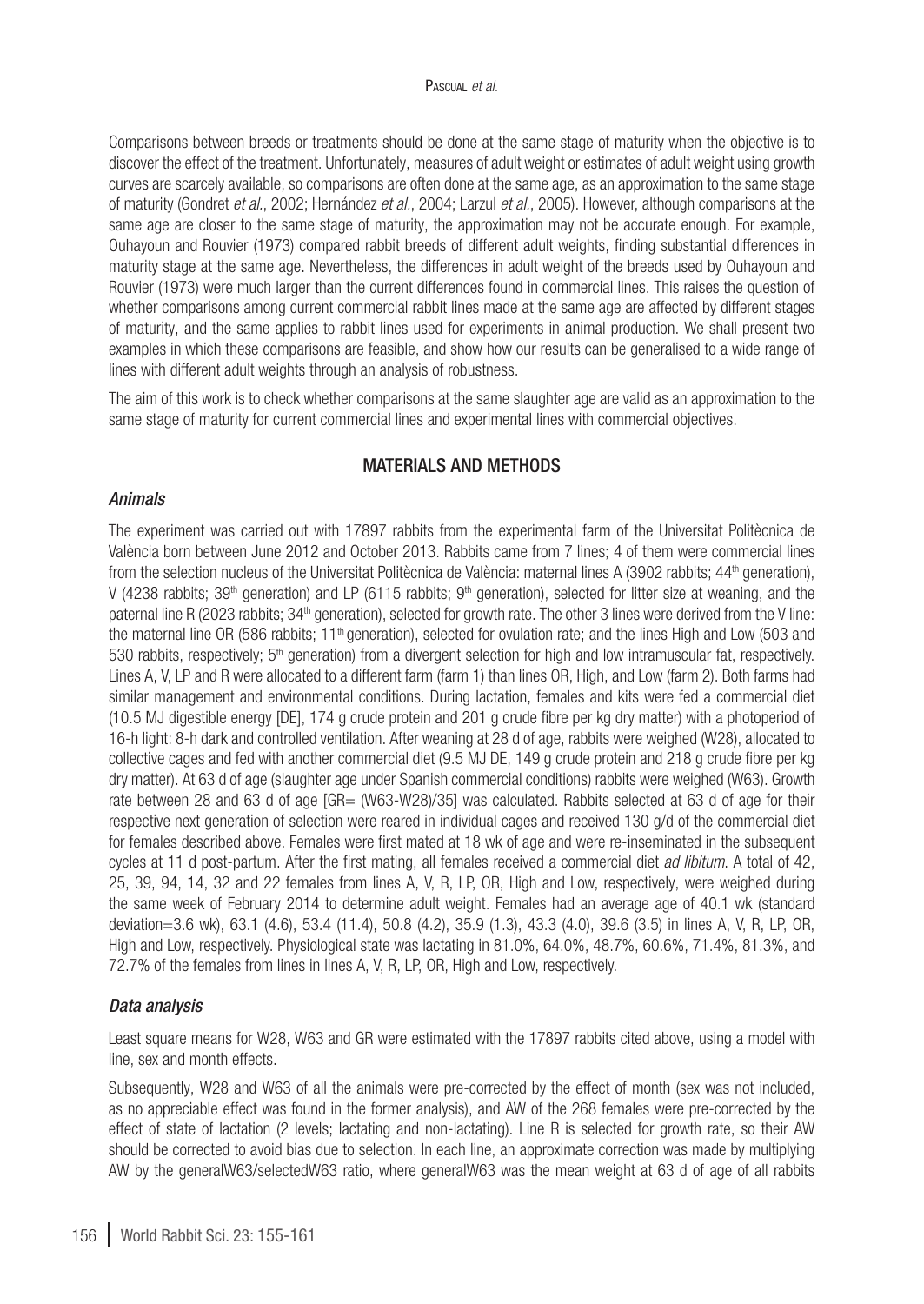Comparisons between breeds or treatments should be done at the same stage of maturity when the objective is to discover the effect of the treatment. Unfortunately, measures of adult weight or estimates of adult weight using growth curves are scarcely available, so comparisons are often done at the same age, as an approximation to the same stage of maturity (Gondret *et al.*, 2002; Hernández *et al.*, 2004; Larzul *et al.*, 2005). However, although comparisons at the same age are closer to the same stage of maturity, the approximation may not be accurate enough. For example, Ouhayoun and Rouvier (1973) compared rabbit breeds of different adult weights, finding substantial differences in maturity stage at the same age. Nevertheless, the differences in adult weight of the breeds used by Ouhayoun and Rouvier (1973) were much larger than the current differences found in commercial lines. This raises the question of whether comparisons among current commercial rabbit lines made at the same age are affected by different stages of maturity, and the same applies to rabbit lines used for experiments in animal production. We shall present two examples in which these comparisons are feasible, and show how our results can be generalised to a wide range of lines with different adult weights through an analysis of robustness.

The aim of this work is to check whether comparisons at the same slaughter age are valid as an approximation to the same stage of maturity for current commercial lines and experimental lines with commercial objectives.

## MATERIALS AND METHODS

### *Animals*

The experiment was carried out with 17897 rabbits from the experimental farm of the Universitat Politècnica de València born between June 2012 and October 2013. Rabbits came from 7 lines; 4 of them were commercial lines from the selection nucleus of the Universitat Politècnica de València: maternal lines A (3902 rabbits; 44th generation), V (4238 rabbits; 39th generation) and LP (6115 rabbits; 9th generation), selected for litter size at weaning, and the paternal line R (2023 rabbits; 34th generation), selected for growth rate. The other 3 lines were derived from the V line: the maternal line OR (586 rabbits; 11th generation), selected for ovulation rate; and the lines High and Low (503 and 530 rabbits, respectively; 5th generation) from a divergent selection for high and low intramuscular fat, respectively. Lines A, V, LP and R were allocated to a different farm (farm 1) than lines OR, High, and Low (farm 2). Both farms had similar management and environmental conditions. During lactation, females and kits were fed a commercial diet (10.5 MJ digestible energy [DE], 174 g crude protein and 201 g crude fibre per kg dry matter) with a photoperiod of 16-h light: 8-h dark and controlled ventilation. After weaning at 28 d of age, rabbits were weighed (W28), allocated to collective cages and fed with another commercial diet (9.5 MJ DE, 149 g crude protein and 218 g crude fibre per kg dry matter). At 63 d of age (slaughter age under Spanish commercial conditions) rabbits were weighed (W63). Growth rate between 28 and 63 d of age [GR= (W63-W28)/35] was calculated. Rabbits selected at 63 d of age for their respective next generation of selection were reared in individual cages and received 130 g/d of the commercial diet for females described above. Females were first mated at 18 wk of age and were re-inseminated in the subsequent cycles at 11 d post-partum. After the first mating, all females received a commercial diet *ad libitum*. A total of 42, 25, 39, 94, 14, 32 and 22 females from lines A, V, R, LP, OR, High and Low, respectively, were weighed during the same week of February 2014 to determine adult weight. Females had an average age of 40.1 wk (standard deviation=3.6 wk), 63.1 (4.6), 53.4 (11.4), 50.8 (4.2), 35.9 (1.3), 43.3 (4.0), 39.6 (3.5) in lines A, V, R, LP, OR, High and Low, respectively. Physiological state was lactating in 81.0%, 64.0%, 48.7%, 60.6%, 71.4%, 81.3%, and 72.7% of the females from lines in lines A, V, R, LP, OR, High and Low, respectively.

### *Data analysis*

Least square means for W28, W63 and GR were estimated with the 17897 rabbits cited above, using a model with line, sex and month effects.

Subsequently, W28 and W63 of all the animals were pre-corrected by the effect of month (sex was not included, as no appreciable effect was found in the former analysis), and AW of the 268 females were pre-corrected by the effect of state of lactation (2 levels; lactating and non-lactating). Line R is selected for growth rate, so their AW should be corrected to avoid bias due to selection. In each line, an approximate correction was made by multiplying AW by the generalW63/selectedW63 ratio, where generalW63 was the mean weight at 63 d of age of all rabbits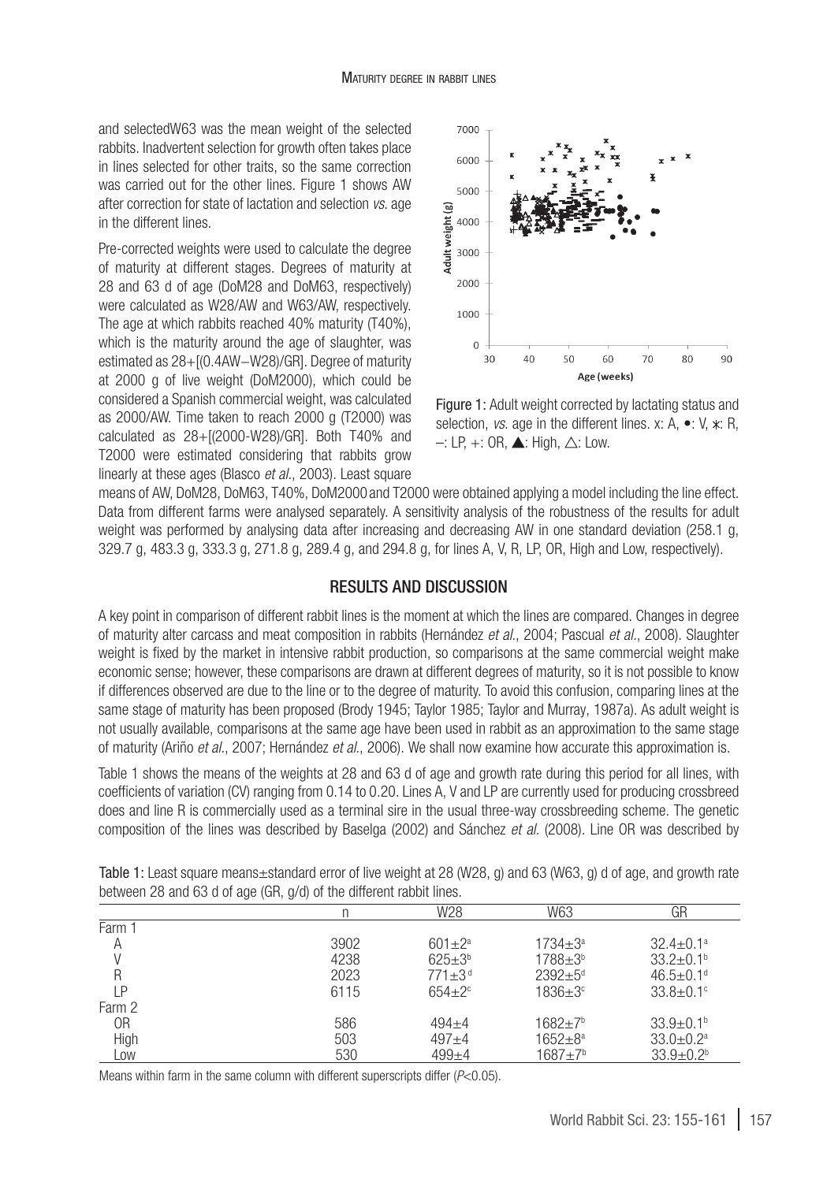and selectedW63 was the mean weight of the selected rabbits. Inadvertent selection for growth often takes place in lines selected for other traits, so the same correction was carried out for the other lines. Figure 1 shows AW after correction for state of lactation and selection *vs.* age in the different lines.

Pre-corrected weights were used to calculate the degree of maturity at different stages. Degrees of maturity at 28 and 63 d of age (DoM28 and DoM63, respectively) were calculated as W28/AW and W63/AW, respectively. The age at which rabbits reached 40% maturity (T40%), which is the maturity around the age of slaughter, was estimated as 28+[(0.4AW−W28)/GR]. Degree of maturity at 2000 g of live weight (DoM2000), which could be considered a Spanish commercial weight, was calculated as 2000/AW. Time taken to reach 2000 g (T2000) was calculated as 28+[(2000-W28)/GR]. Both T40% and T2000 were estimated considering that rabbits grow linearly at these ages (Blasco *et al*., 2003). Least square means of AW, DoM28, DoM63, T40%, DoM2000 and T2000 were obtained applying a model including the line effect. Data from different farms were analysed separately. A sensitivity analysis of the robustness of the results for adult weight was performed by analysing data after increasing and decreasing AW in one standard deviation (258.1 g, 329.7 g, 483.3 g, 333.3 g, 271.8 g, 289.4 g, and 294.8 g, for lines A, V, R, LP, OR, High and Low, respectively).

Figure 1: Adult weight corrected by lactating status and selection, *vs.* age in the different lines. x: A, •: V, ⁎: R, –: LP, +: OR, ▲: High, △: Low.

## RESULTS AND DISCUSSION

A key point in comparison of different rabbit lines is the moment at which the lines are compared. Changes in degree of maturity alter carcass and meat composition in rabbits (Hernández *et al*., 2004; Pascual *et al*., 2008). Slaughter weight is fixed by the market in intensive rabbit production, so comparisons at the same commercial weight make economic sense; however, these comparisons are drawn at different degrees of maturity, so it is not possible to know if differences observed are due to the line or to the degree of maturity. To avoid this confusion, comparing lines at the same stage of maturity has been proposed (Brody 1945; Taylor 1985; Taylor and Murray, 1987a). As adult weight is not usually available, comparisons at the same age have been used in rabbit as an approximation to the same stage of maturity (Ariño *et al*., 2007; Hernández *et al*., 2006). We shall now examine how accurate this approximation is.

Table 1 shows the means of the weights at 28 and 63 d of age and growth rate during this period for all lines, with coefficients of variation (CV) ranging from 0.14 to 0.20. Lines A, V and LP are currently used for producing crossbreed does and line R is commercially used as a terminal sire in the usual three-way crossbreeding scheme. The genetic composition of the lines was described by Baselga (2002) and Sánchez *et al.* (2008). Line OR was described by

Table 1: Least square means±standard error of live weight at 28 (W28, g) and 63 (W63, g) d of age, and growth rate between 28 and 63 d of age (GR, g/d) of the different rabbit lines.

| | n | W28 | W63 | GR |
|---|---|---|---|---|
| Farm 1 | | | | |
| A | 3902 | 601±2[a] | 1734±3[a] | 32.4±0.1[a] |
| V | 4238 | 625±3[b] | 1788±3[b] | 33.2±0.1[b] |
| R | 2023 | 771±3[d] | 2392±5[d] | 46.5±0.1[d] |
| LP | 6115 | 654±2[c] | 1836±3[c] | 33.8±0.1[c] |
| Farm 2 | | | | |
| OR | 586 | 494±4 | 1682±7[b] | 33.9±0.1[b] |
| High | 503 | 497±4 | 1652±8[a] | 33.0±0.2[a] |
| Low | 530 | 499±4 | 1687±7[b] | 33.9±0.2[b] |

Means within farm in the same column with different superscripts differ ($P$<0.05).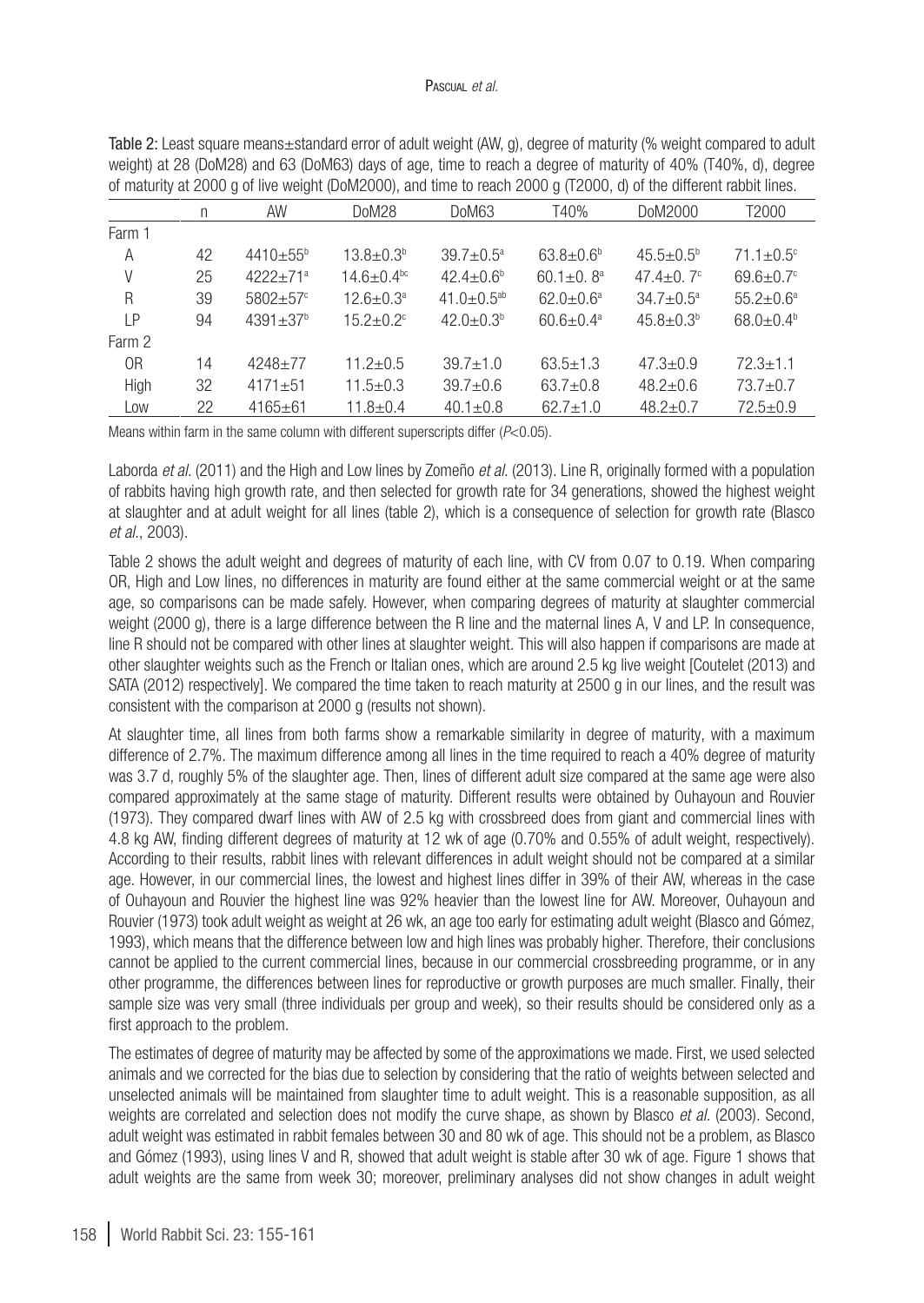Table 2: Least square means±standard error of adult weight (AW, g), degree of maturity (% weight compared to adult weight) at 28 (DoM28) and 63 (DoM63) days of age, time to reach a degree of maturity of 40% (T40%, d), degree of maturity at 2000 g of live weight (DoM2000), and time to reach 2000 g (T2000, d) of the different rabbit lines.

| | n | AW | DoM28 | DoM63 | T40% | DoM2000 | T2000 |
|---|---|---|---|---|---|---|---|
| Farm 1 | | | | | | | |
| A | 42 | 4410±55[b] | 13.8±0.3[b] | 39.7±0.5[a] | 63.8±0.6[b] | 45.5±0.5[b] | 71.1±0.5[c] |
| V | 25 | 4222±71[a] | 14.6±0.4[bc] | 42.4±0.6[b] | 60.1±0. 8[a] | 47.4±0. 7[c] | 69.6±0.7[c] |
| R | 39 | 5802±57[c] | 12.6±0.3[a] | 41.0±0.5[ab] | 62.0±0.6[a] | 34.7±0.5[a] | 55.2±0.6[a] |
| LP | 94 | 4391±37[b] | 15.2±0.2[c] | 42.0±0.3[b] | 60.6±0.4[a] | 45.8±0.3[b] | 68.0±0.4[b] |
| Farm 2 | | | | | | | |
| OR | 14 | 4248±77 | 11.2±0.5 | 39.7±1.0 | 63.5±1.3 | 47.3±0.9 | 72.3±1.1 |
| High | 32 | 4171±51 | 11.5±0.3 | 39.7±0.6 | 63.7±0.8 | 48.2±0.6 | 73.7±0.7 |
| Low | 22 | 4165±61 | 11.8±0.4 | 40.1±0.8 | 62.7±1.0 | 48.2±0.7 | 72.5±0.9 |

Means within farm in the same column with different superscripts differ ($P<0.05$).

Laborda *et al.* (2011) and the High and Low lines by Zomeño *et al.* (2013). Line R, originally formed with a population of rabbits having high growth rate, and then selected for growth rate for 34 generations, showed the highest weight at slaughter and at adult weight for all lines (table 2), which is a consequence of selection for growth rate (Blasco *et al.*, 2003).

Table 2 shows the adult weight and degrees of maturity of each line, with CV from 0.07 to 0.19. When comparing OR, High and Low lines, no differences in maturity are found either at the same commercial weight or at the same age, so comparisons can be made safely. However, when comparing degrees of maturity at slaughter commercial weight (2000 g), there is a large difference between the R line and the maternal lines A, V and LP. In consequence, line R should not be compared with other lines at slaughter weight. This will also happen if comparisons are made at other slaughter weights such as the French or Italian ones, which are around 2.5 kg live weight [Coutelet (2013) and SATA (2012) respectively]. We compared the time taken to reach maturity at 2500 g in our lines, and the result was consistent with the comparison at 2000 g (results not shown).

At slaughter time, all lines from both farms show a remarkable similarity in degree of maturity, with a maximum difference of 2.7%. The maximum difference among all lines in the time required to reach a 40% degree of maturity was 3.7 d, roughly 5% of the slaughter age. Then, lines of different adult size compared at the same age were also compared approximately at the same stage of maturity. Different results were obtained by Ouhayoun and Rouvier (1973). They compared dwarf lines with AW of 2.5 kg with crossbreed does from giant and commercial lines with 4.8 kg AW, finding different degrees of maturity at 12 wk of age (0.70% and 0.55% of adult weight, respectively). According to their results, rabbit lines with relevant differences in adult weight should not be compared at a similar age. However, in our commercial lines, the lowest and highest lines differ in 39% of their AW, whereas in the case of Ouhayoun and Rouvier the highest line was 92% heavier than the lowest line for AW. Moreover, Ouhayoun and Rouvier (1973) took adult weight as weight at 26 wk, an age too early for estimating adult weight (Blasco and Gómez, 1993), which means that the difference between low and high lines was probably higher. Therefore, their conclusions cannot be applied to the current commercial lines, because in our commercial crossbreeding programme, or in any other programme, the differences between lines for reproductive or growth purposes are much smaller. Finally, their sample size was very small (three individuals per group and week), so their results should be considered only as a first approach to the problem.

The estimates of degree of maturity may be affected by some of the approximations we made. First, we used selected animals and we corrected for the bias due to selection by considering that the ratio of weights between selected and unselected animals will be maintained from slaughter time to adult weight. This is a reasonable supposition, as all weights are correlated and selection does not modify the curve shape, as shown by Blasco *et al.* (2003). Second, adult weight was estimated in rabbit females between 30 and 80 wk of age. This should not be a problem, as Blasco and Gómez (1993), using lines V and R, showed that adult weight is stable after 30 wk of age. Figure 1 shows that adult weights are the same from week 30; moreover, preliminary analyses did not show changes in adult weight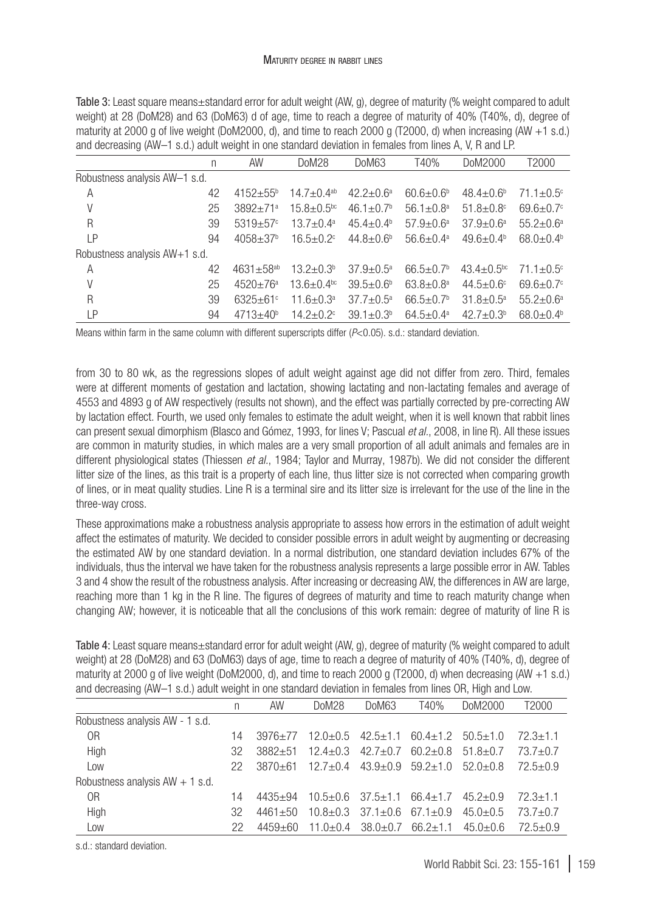Table 3: Least square means±standard error for adult weight (AW, g), degree of maturity (% weight compared to adult weight) at 28 (DoM28) and 63 (DoM63) d of age, time to reach a degree of maturity of 40% (T40%, d), degree of maturity at 2000 g of live weight (DoM2000, d), and time to reach 2000 g (T2000, d) when increasing (AW +1 s.d.) and decreasing (AW–1 s.d.) adult weight in one standard deviation in females from lines A, V, R and LP.

| | n | AW | DoM28 | DoM63 | T40% | DoM2000 | T2000 |
|---|---|---|---|---|---|---|---|
| Robustness analysis AW–1 s.d. | | | | | | | |
| A | 42 | 4152±55[b] | 14.7±0.4[ab] | 42.2±0.6[a] | 60.6±0.6[b] | 48.4±0.6[b] | 71.1±0.5[c] |
| V | 25 | 3892±71[a] | 15.8±0.5[bc] | 46.1±0.7[b] | 56.1±0.8[a] | 51.8±0.8[c] | 69.6±0.7[c] |
| R | 39 | 5319±57[c] | 13.7±0.4[a] | 45.4±0.4[b] | 57.9±0.6[a] | 37.9±0.6[a] | 55.2±0.6[a] |
| LP | 94 | 4058±37[b] | 16.5±0.2[c] | 44.8±0.6[b] | 56.6±0.4[a] | 49.6±0.4[b] | 68.0±0.4[b] |
| Robustness analysis AW+1 s.d. | | | | | | | |
| A | 42 | 4631±58[ab] | 13.2±0.3[b] | 37.9±0.5[a] | 66.5±0.7[b] | 43.4±0.5[bc] | 71.1±0.5[c] |
| V | 25 | 4520±76[a] | 13.6±0.4[bc] | 39.5±0.6[b] | 63.8±0.8[a] | 44.5±0.6[c] | 69.6±0.7[c] |
| R | 39 | 6325±61[c] | 11.6±0.3[a] | 37.7±0.5[a] | 66.5±0.7[b] | 31.8±0.5[a] | 55.2±0.6[a] |
| LP | 94 | 4713±40[b] | 14.2±0.2[c] | 39.1±0.3[b] | 64.5±0.4[a] | 42.7±0.3[b] | 68.0±0.4[b] |

Means within farm in the same column with different superscripts differ (*P*<0.05). s.d.: standard deviation.

from 30 to 80 wk, as the regressions slopes of adult weight against age did not differ from zero. Third, females were at different moments of gestation and lactation, showing lactating and non-lactating females and average of 4553 and 4893 g of AW respectively (results not shown), and the effect was partially corrected by pre-correcting AW by lactation effect. Fourth, we used only females to estimate the adult weight, when it is well known that rabbit lines can present sexual dimorphism (Blasco and Gómez, 1993, for lines V; Pascual *et al*., 2008, in line R). All these issues are common in maturity studies, in which males are a very small proportion of all adult animals and females are in different physiological states (Thiessen *et al*., 1984; Taylor and Murray, 1987b). We did not consider the different litter size of the lines, as this trait is a property of each line, thus litter size is not corrected when comparing growth of lines, or in meat quality studies. Line R is a terminal sire and its litter size is irrelevant for the use of the line in the three-way cross.

These approximations make a robustness analysis appropriate to assess how errors in the estimation of adult weight affect the estimates of maturity. We decided to consider possible errors in adult weight by augmenting or decreasing the estimated AW by one standard deviation. In a normal distribution, one standard deviation includes 67% of the individuals, thus the interval we have taken for the robustness analysis represents a large possible error in AW. Tables 3 and 4 show the result of the robustness analysis. After increasing or decreasing AW, the differences in AW are large, reaching more than 1 kg in the R line. The figures of degrees of maturity and time to reach maturity change when changing AW; however, it is noticeable that all the conclusions of this work remain: degree of maturity of line R is

Table 4: Least square means±standard error for adult weight (AW, g), degree of maturity (% weight compared to adult weight) at 28 (DoM28) and 63 (DoM63) days of age, time to reach a degree of maturity of 40% (T40%, d), degree of maturity at 2000 g of live weight (DoM2000, d), and time to reach 2000 g (T2000, d) when decreasing (AW +1 s.d.) and decreasing (AW–1 s.d.) adult weight in one standard deviation in females from lines OR, High and Low.

| | n | AW | DoM28 | DoM63 | T40% | DoM2000 | T2000 |
|---|---|---|---|---|---|---|---|
| Robustness analysis AW - 1 s.d. | | | | | | | |
| OR | 14 | 3976±77 | 12.0±0.5 | 42.5±1.1 | 60.4±1.2 | 50.5±1.0 | 72.3±1.1 |
| High | 32 | 3882±51 | 12.4±0.3 | 42.7±0.7 | 60.2±0.8 | 51.8±0.7 | 73.7±0.7 |
| Low | 22 | 3870±61 | 12.7±0.4 | 43.9±0.9 | 59.2±1.0 | 52.0±0.8 | 72.5±0.9 |
| Robustness analysis AW + 1 s.d. | | | | | | | |
| OR | 14 | 4435±94 | 10.5±0.6 | 37.5±1.1 | 66.4±1.7 | 45.2±0.9 | 72.3±1.1 |
| High | 32 | 4461±50 | 10.8±0.3 | 37.1±0.6 | 67.1±0.9 | 45.0±0.5 | 73.7±0.7 |
| Low | 22 | 4459±60 | 11.0±0.4 | 38.0±0.7 | 66.2±1.1 | 45.0±0.6 | 72.5±0.9 |

s.d.: standard deviation.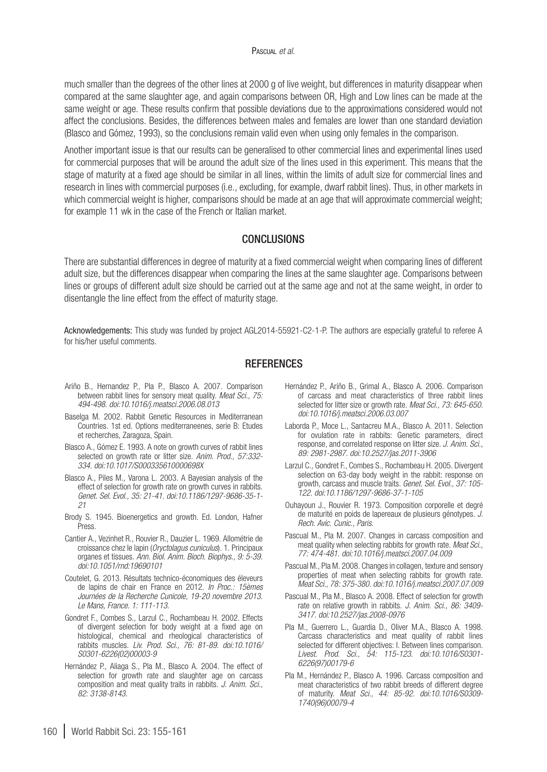much smaller than the degrees of the other lines at 2000 g of live weight, but differences in maturity disappear when compared at the same slaughter age, and again comparisons between OR, High and Low lines can be made at the same weight or age. These results confirm that possible deviations due to the approximations considered would not affect the conclusions. Besides, the differences between males and females are lower than one standard deviation (Blasco and Gómez, 1993), so the conclusions remain valid even when using only females in the comparison.

Another important issue is that our results can be generalised to other commercial lines and experimental lines used for commercial purposes that will be around the adult size of the lines used in this experiment. This means that the stage of maturity at a fixed age should be similar in all lines, within the limits of adult size for commercial lines and research in lines with commercial purposes (i.e., excluding, for example, dwarf rabbit lines). Thus, in other markets in which commercial weight is higher, comparisons should be made at an age that will approximate commercial weight; for example 11 wk in the case of the French or Italian market.

## CONCLUSIONS

There are substantial differences in degree of maturity at a fixed commercial weight when comparing lines of different adult size, but the differences disappear when comparing the lines at the same slaughter age. Comparisons between lines or groups of different adult size should be carried out at the same age and not at the same weight, in order to disentangle the line effect from the effect of maturity stage.

**Acknowledgements:** This study was funded by project AGL2014-55921-C2-1-P. The authors are especially grateful to referee A for his/her useful comments.

## REFERENCES

Ariño B., Hernandez P., Pla P., Blasco A. 2007. Comparison between rabbit lines for sensory meat quality. *Meat Sci., 75: 494-498. doi:10.1016/j.meatsci.2006.08.013*

Baselga M. 2002. Rabbit Genetic Resources in Mediterranean Countries. 1st ed. Options mediterraneenes, serie B: Etudes et recherches, Zaragoza, Spain.

Blasco A., Gómez E. 1993. A note on growth curves of rabbit lines selected on growth rate or litter size. *Anim. Prod., 57:332-334. doi:10.1017/S000335610000698X*

Blasco A., Piles M., Varona L. 2003. A Bayesian analysis of the effect of selection for growth rate on growth curves in rabbits. *Genet. Sel. Evol., 35: 21-41. doi:10.1186/1297-9686-35-1-21*

Brody S. 1945. Bioenergetics and growth. Ed. London, Hafner Press.

Cantier A., Vezinhet R., Rouvier R., Dauzier L. 1969. Allométrie de croissance chez le lapin (*Oryctolagus cuniculus*). 1. Principaux organes et tissues. *Ann. Biol. Anim. Bioch. Biophys., 9: 5-39. doi:10.1051/rnd:19690101*

Coutelet, G. 2013. Résultats technico-économiques des éleveurs de lapins de chair en France en 2012. *In Proc.: 15èmes Journées de la Recherche Cunicole, 19-20 novembre 2013. Le Mans, France. 1: 111-113.*

Gondret F., Combes S., Larzul C., Rochambeau H. 2002. Effects of divergent selection for body weight at a fixed age on histological, chemical and rheological characteristics of rabbits muscles. *Liv. Prod. Sci., 76: 81-89. doi:10.1016/S0301-6226(02)00003-9*

Hernández P., Aliaga S., Pla M., Blasco A. 2004. The effect of selection for growth rate and slaughter age on carcass composition and meat quality traits in rabbits. *J. Anim. Sci., 82: 3138-8143.*

Hernández P., Ariño B., Grimal A., Blasco A. 2006. Comparison of carcass and meat characteristics of three rabbit lines selected for litter size or growth rate. *Meat Sci., 73: 645-650. doi:10.1016/j.meatsci.2006.03.007*

Laborda P., Moce L., Santacreu M.A., Blasco A. 2011. Selection for ovulation rate in rabbits: Genetic parameters, direct response, and correlated response on litter size. *J. Anim. Sci., 89: 2981-2987. doi:10.2527/jas.2011-3906*

Larzul C., Gondret F., Combes S., Rochambeau H. 2005. Divergent selection on 63-day body weight in the rabbit: response on growth, carcass and muscle traits. *Genet. Sel. Evol., 37: 105-122. doi:10.1186/1297-9686-37-1-105*

Ouhayoun J., Rouvier R. 1973. Composition corporelle et degré de maturité en poids de lapereaux de plusieurs génotypes. *J. Rech. Avic. Cunic., Paris.*

Pascual M., Pla M. 2007. Changes in carcass composition and meat quality when selecting rabbits for growth rate. *Meat Sci., 77: 474-481. doi:10.1016/j.meatsci.2007.04.009*

Pascual M., Pla M. 2008. Changes in collagen, texture and sensory properties of meat when selecting rabbits for growth rate. *Meat Sci., 78: 375-380. doi:10.1016/j.meatsci.2007.07.009*

Pascual M., Pla M., Blasco A. 2008. Effect of selection for growth rate on relative growth in rabbits. *J. Anim. Sci., 86: 3409-3417. doi:10.2527/jas.2008-0976*

Pla M., Guerrero L., Guardia D., Oliver M.A., Blasco A. 1998. Carcass characteristics and meat quality of rabbit lines selected for different objectives: I. Between lines comparison. *Livest. Prod. Sci., 54: 115-123. doi:10.1016/S0301-6226(97)00179-6*

Pla M., Hernández P., Blasco A. 1996. Carcass composition and meat characteristics of two rabbit breeds of different degree of maturity. *Meat Sci., 44: 85-92. doi:10.1016/S0309-1740(96)00079-4*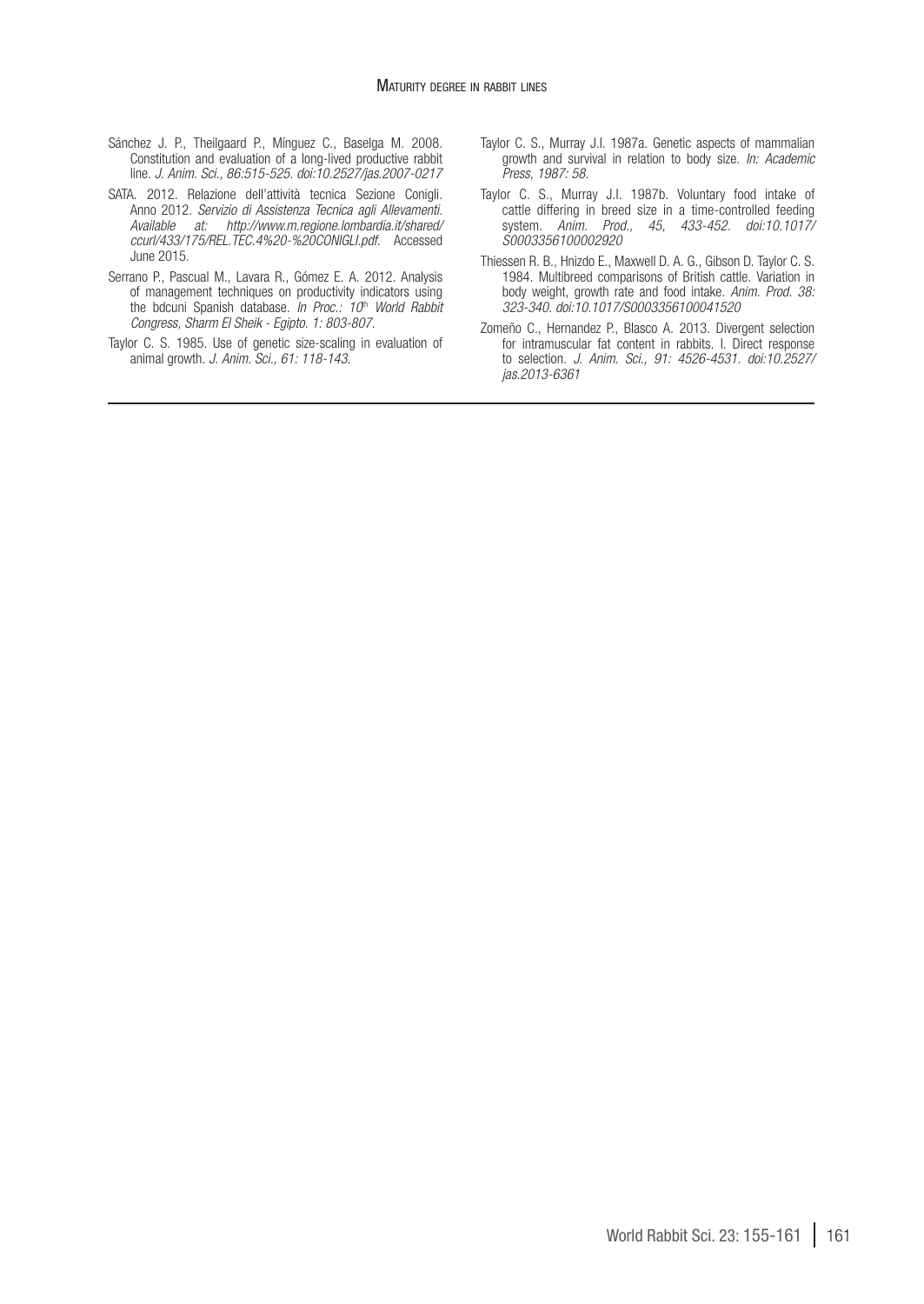Sánchez J. P., Theilgaard P., Mínguez C., Baselga M. 2008. Constitution and evaluation of a long-lived productive rabbit line. *J. Anim. Sci., 86:515-525. doi:10.2527/jas.2007-0217*

SATA. 2012. Relazione dell'attività tecnica Sezione Conigli. Anno 2012. *Servizio di Assistenza Tecnica agli Allevamenti. Available at: http://www.m.regione.lombardia.it/shared/ccurl/433/175/REL.TEC.4%20-%20CONIGLI.pdf.* Accessed June 2015.

Serrano P., Pascual M., Lavara R., Gómez E. A. 2012. Analysis of management techniques on productivity indicators using the bdcuni Spanish database. *In Proc.: 10th World Rabbit Congress, Sharm El Sheik - Egipto. 1: 803-807.*

Taylor C. S. 1985. Use of genetic size-scaling in evaluation of animal growth. *J. Anim. Sci., 61: 118-143.*

Taylor C. S., Murray J.I. 1987a. Genetic aspects of mammalian growth and survival in relation to body size. *In: Academic Press, 1987: 58.*

Taylor C. S., Murray J.I. 1987b. Voluntary food intake of cattle differing in breed size in a time-controlled feeding system. *Anim. Prod., 45, 433-452. doi:10.1017/S0003356100002920*

Thiessen R. B., Hnizdo E., Maxwell D. A. G., Gibson D. Taylor C. S. 1984. Multibreed comparisons of British cattle. Variation in body weight, growth rate and food intake. *Anim. Prod. 38: 323-340. doi:10.1017/S0003356100041520*

Zomeño C., Hernandez P., Blasco A. 2013. Divergent selection for intramuscular fat content in rabbits. I. Direct response to selection. *J. Anim. Sci., 91: 4526-4531. doi:10.2527/jas.2013-6361*